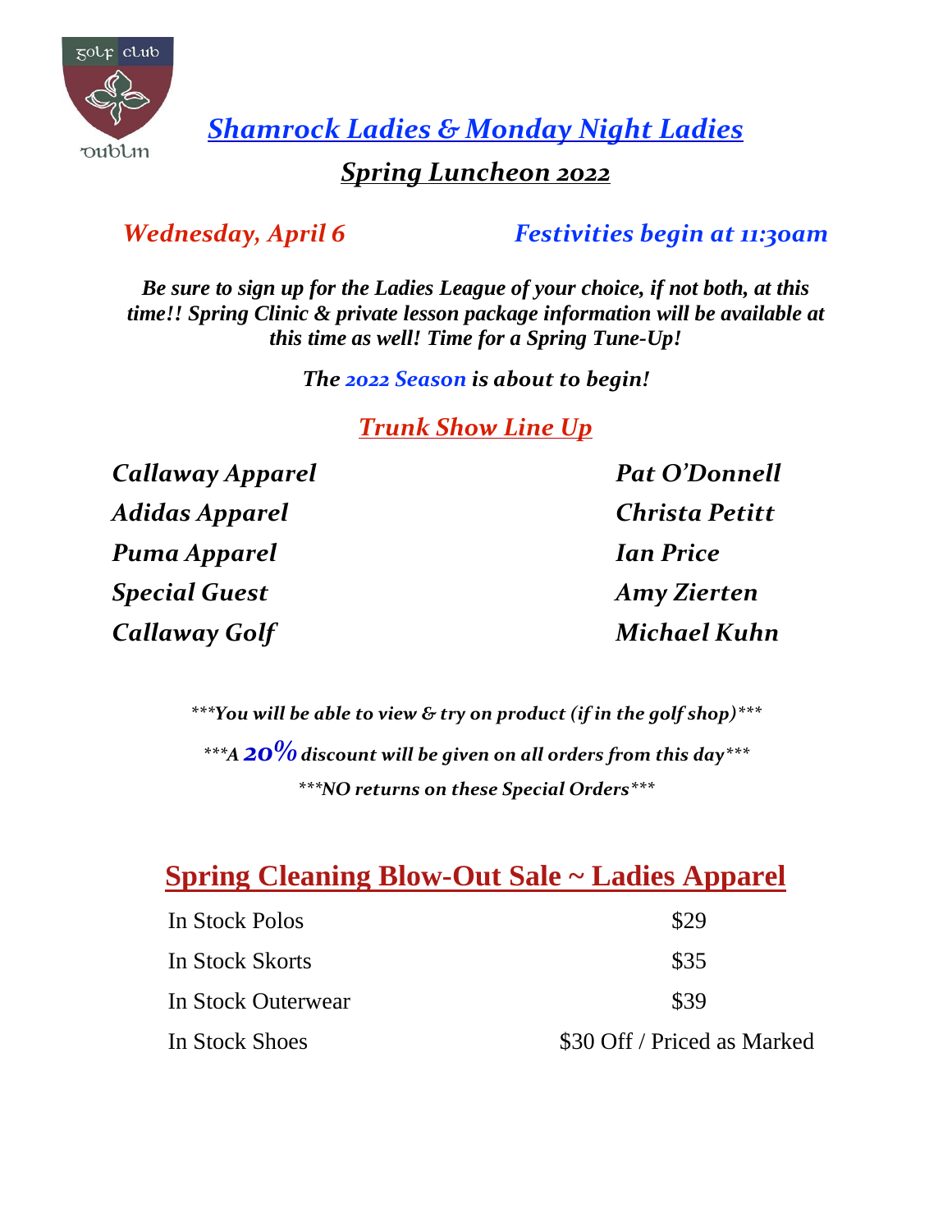golf club

Dublin

# *Shamrock Ladies & Monday Night Ladies*

## *Spring Luncheon 2022*

***Wednesday, April 6*** ***Festivities begin at 11:30am***

***Be sure to sign up for the Ladies League of your choice, if not both, at this time!! Spring Clinic & private lesson package information will be available at this time as well! Time for a Spring Tune-Up!***

***The 2022 Season is about to begin!***

## *Trunk Show Line Up*

| | |
|---|---|
| ***Callaway Apparel*** | ***Pat O'Donnell*** |
| ***Adidas Apparel*** | ***Christa Petitt*** |
| ***Puma Apparel*** | ***Ian Price*** |
| ***Special Guest*** | ***Amy Zierten*** |
| ***Callaway Golf*** | ***Michael Kuhn*** |

****\*You will be able to view & try on product (if in the golf shop)\*\*\*

****\*A 20% discount will be given on all orders from this day\*\*\*

****\*NO returns on these Special Orders\*\*\*

## Spring Cleaning Blow-Out Sale ~ Ladies Apparel

| | |
|---|---|
| In Stock Polos | $29 |
| In Stock Skorts | $35 |
| In Stock Outerwear | $39 |
| In Stock Shoes | $30 Off / Priced as Marked |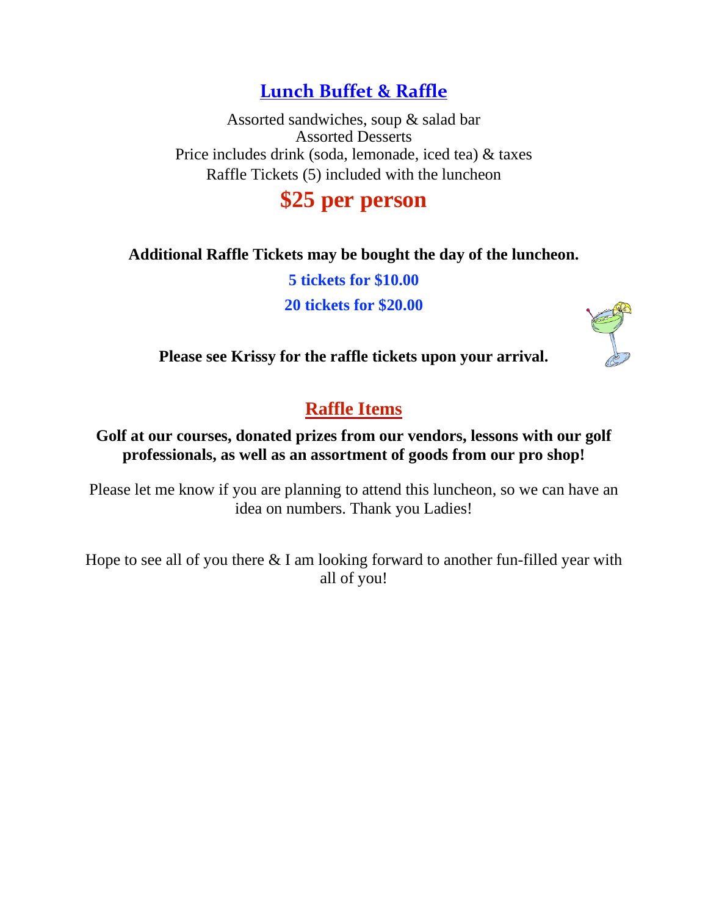## Lunch Buffet & Raffle

Assorted sandwiches, soup & salad bar
Assorted Desserts
Price includes drink (soda, lemonade, iced tea) & taxes
Raffle Tickets (5) included with the luncheon

# $25 per person

**Additional Raffle Tickets may be bought the day of the luncheon.**

**5 tickets for $10.00**

**20 tickets for $20.00**

**Please see Krissy for the raffle tickets upon your arrival.**

## Raffle Items

**Golf at our courses, donated prizes from our vendors, lessons with our golf professionals, as well as an assortment of goods from our pro shop!**

Please let me know if you are planning to attend this luncheon, so we can have an idea on numbers. Thank you Ladies!

Hope to see all of you there & I am looking forward to another fun-filled year with all of you!